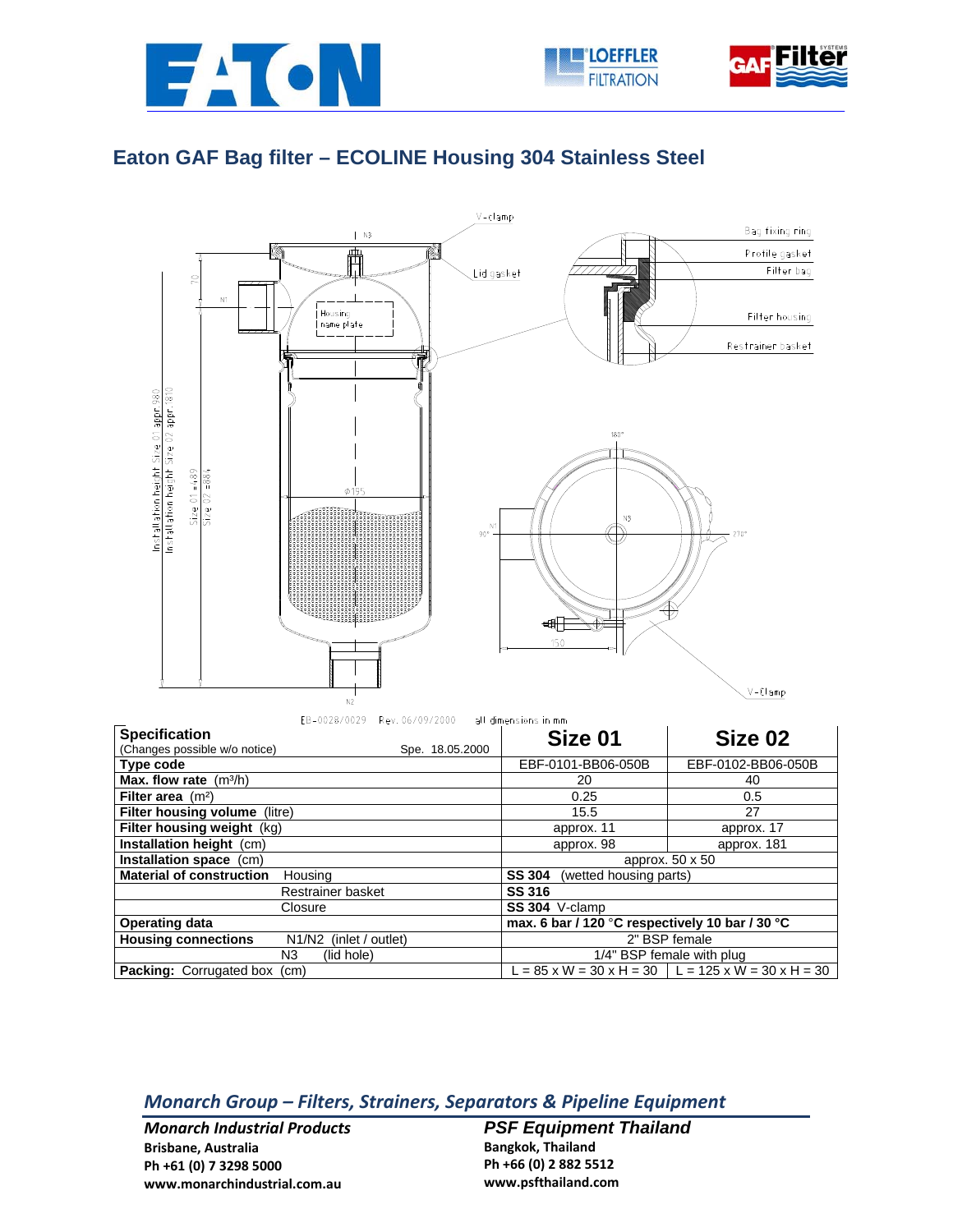# Eaton GAF Bag filter – ECOLINE Housing 304 Stainless Steel

EB-0028/0029 Rev. 06/09/2000 all dimensions in mm

| Specification<br>(Changes possible w/o notice) Spe. 18.05.2000 | | Size 01 | Size 02 |
|---|---|---|---|
| **Type code** | | EBF-0101-BB06-050B | EBF-0102-BB06-050B |
| **Max. flow rate** (m³/h) | | 20 | 40 |
| **Filter area** (m²) | | 0.25 | 0.5 |
| **Filter housing volume** (litre) | | 15.5 | 27 |
| **Filter housing weight** (kg) | | approx. 11 | approx. 17 |
| **Installation height** (cm) | | approx. 98 | approx. 181 |
| **Installation space** (cm) | | approx. 50 x 50 | |
| **Material of construction** | Housing | **SS 304** (wetted housing parts) | |
| | Restrainer basket | **SS 316** | |
| | Closure | **SS 304** V-clamp | |
| **Operating data** | | **max. 6 bar / 120 °C respectively 10 bar / 30 °C** | |
| **Housing connections** | N1/N2 (inlet / outlet) | 2" BSP female | |
| | N3 (lid hole) | 1/4" BSP female with plug | |
| **Packing:** Corrugated box (cm) | | L = 85 x W = 30 x H = 30 | L = 125 x W = 30 x H = 30 |

## *Monarch Group – Filters, Strainers, Separators & Pipeline Equipment*

*Monarch Industrial Products*
**Brisbane, Australia**
**Ph +61 (0) 7 3298 5000**
**www.monarchindustrial.com.au**

*PSF Equipment Thailand*
**Bangkok, Thailand**
**Ph +66 (0) 2 882 5512**
**www.psfthailand.com**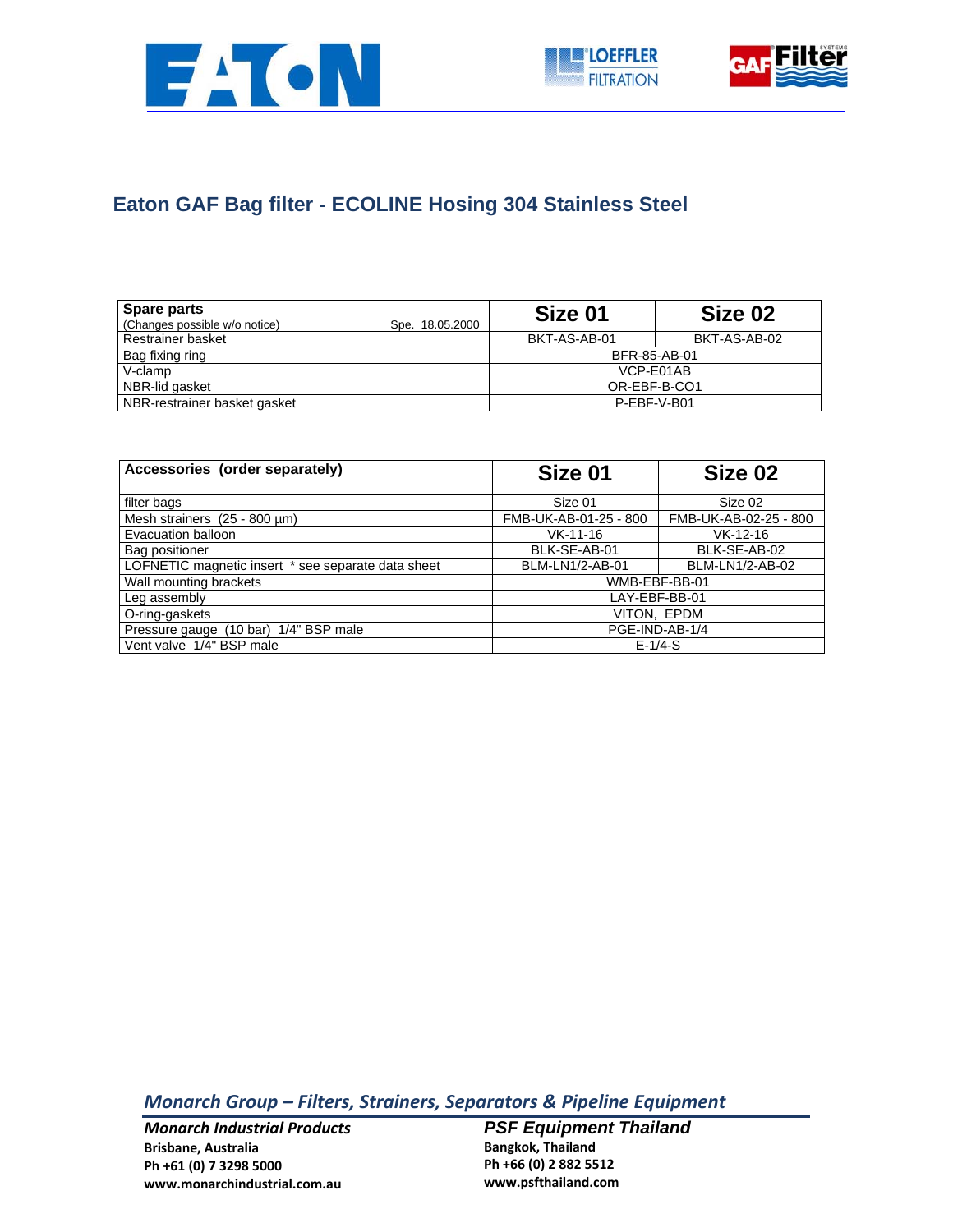## Eaton GAF Bag filter - ECOLINE Hosing 304 Stainless Steel

| **Spare parts** (Changes possible w/o notice) Spe. 18.05.2000 | **Size 01** | **Size 02** |
|---|---|---|
| Restrainer basket | BKT-AS-AB-01 | BKT-AS-AB-02 |
| Bag fixing ring | BFR-85-AB-01 | |
| V-clamp | VCP-E01AB | |
| NBR-lid gasket | OR-EBF-B-CO1 | |
| NBR-restrainer basket gasket | P-EBF-V-B01 | |

| **Accessories (order separately)** | **Size 01** | **Size 02** |
|---|---|---|
| filter bags | Size 01 | Size 02 |
| Mesh strainers (25 - 800 µm) | FMB-UK-AB-01-25 - 800 | FMB-UK-AB-02-25 - 800 |
| Evacuation balloon | VK-11-16 | VK-12-16 |
| Bag positioner | BLK-SE-AB-01 | BLK-SE-AB-02 |
| LOFNETIC magnetic insert * see separate data sheet | BLM-LN1/2-AB-01 | BLM-LN1/2-AB-02 |
| Wall mounting brackets | WMB-EBF-BB-01 | |
| Leg assembly | LAY-EBF-BB-01 | |
| O-ring-gaskets | VITON, EPDM | |
| Pressure gauge (10 bar) 1/4" BSP male | PGE-IND-AB-1/4 | |
| Vent valve 1/4" BSP male | E-1/4-S | |